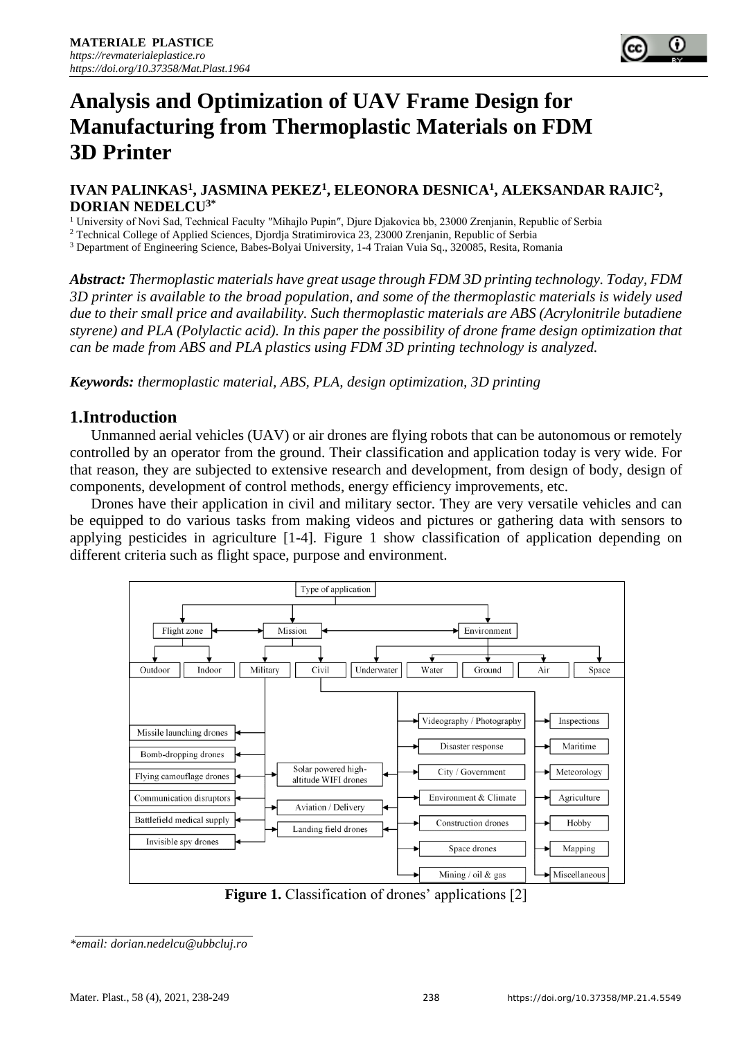# Analysis and Optimization of UAV Frame Design for Manufacturing from Thermoplastic Materials on FDM 3D Printer

**IVAN PALINKAS[1], JASMINA PEKEZ[1], ELEONORA DESNICA[1], ALEKSANDAR RAJIC[2], DORIAN NEDELCU[3*]**

[1] University of Novi Sad, Technical Faculty ″Mihajlo Pupin″, Djure Djakovica bb, 23000 Zrenjanin, Republic of Serbia
[2] Technical College of Applied Sciences, Djordja Stratimirovica 23, 23000 Zrenjanin, Republic of Serbia
[3] Department of Engineering Science, Babes-Bolyai University, 1-4 Traian Vuia Sq., 320085, Resita, Romania

***Abstract:*** *Thermoplastic materials have great usage through FDM 3D printing technology. Today, FDM 3D printer is available to the broad population, and some of the thermoplastic materials is widely used due to their small price and availability. Such thermoplastic materials are ABS (Acrylonitrile butadiene styrene) and PLA (Polylactic acid). In this paper the possibility of drone frame design optimization that can be made from ABS and PLA plastics using FDM 3D printing technology is analyzed.*

***Keywords:*** *thermoplastic material, ABS, PLA, design optimization, 3D printing*

## 1.Introduction

Unmanned aerial vehicles (UAV) or air drones are flying robots that can be autonomous or remotely controlled by an operator from the ground. Their classification and application today is very wide. For that reason, they are subjected to extensive research and development, from design of body, design of components, development of control methods, energy efficiency improvements, etc.

Drones have their application in civil and military sector. They are very versatile vehicles and can be equipped to do various tasks from making videos and pictures or gathering data with sensors to applying pesticides in agriculture [1-4]. Figure 1 show classification of application depending on different criteria such as flight space, purpose and environment.

**Figure 1.** Classification of drones' applications [2]

*\*email: dorian.nedelcu@ubbcluj.ro*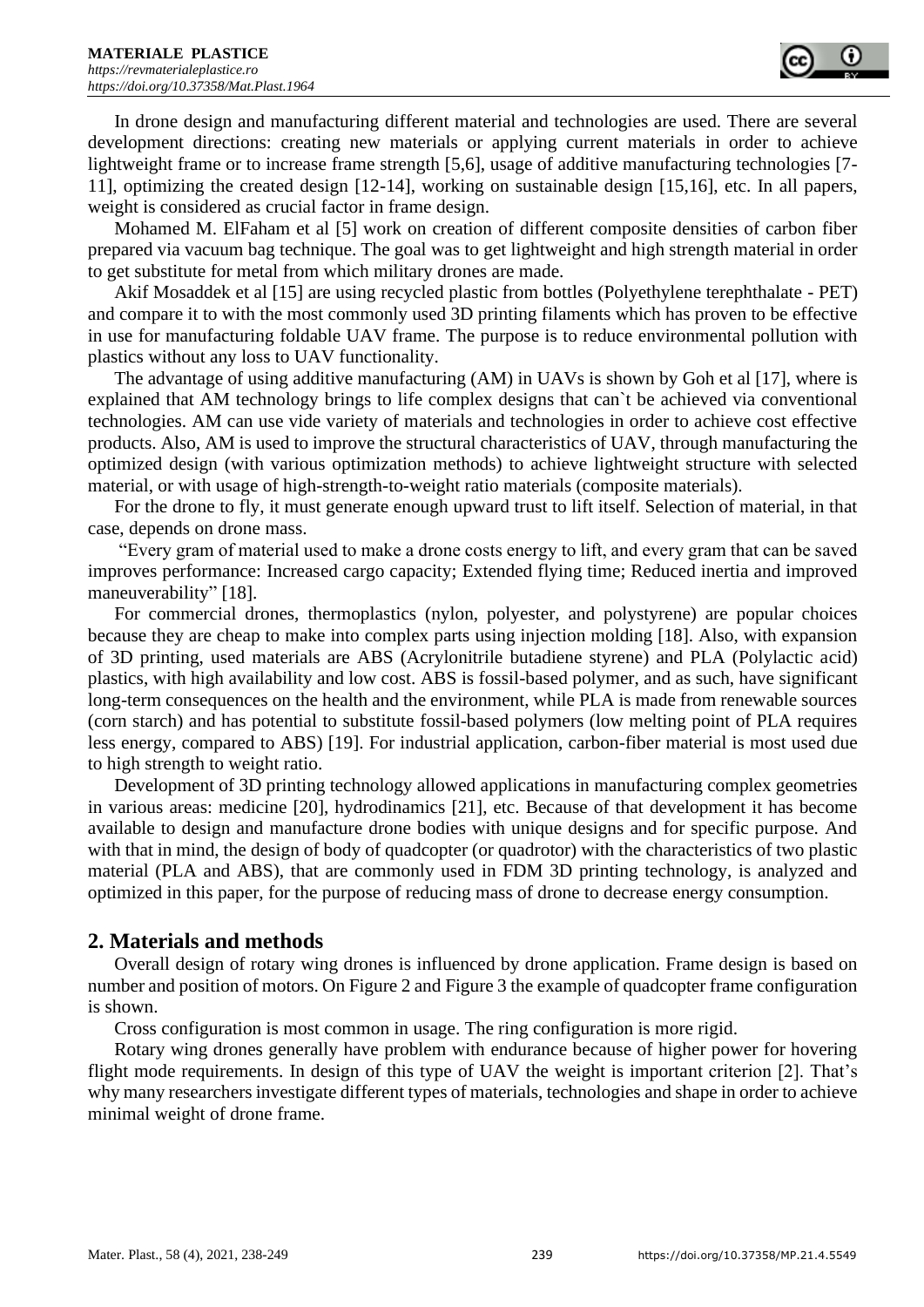In drone design and manufacturing different material and technologies are used. There are several development directions: creating new materials or applying current materials in order to achieve lightweight frame or to increase frame strength [5,6], usage of additive manufacturing technologies [7-11], optimizing the created design [12-14], working on sustainable design [15,16], etc. In all papers, weight is considered as crucial factor in frame design.

Mohamed M. ElFaham et al [5] work on creation of different composite densities of carbon fiber prepared via vacuum bag technique. The goal was to get lightweight and high strength material in order to get substitute for metal from which military drones are made.

Akif Mosaddek et al [15] are using recycled plastic from bottles (Polyethylene terephthalate - PET) and compare it to with the most commonly used 3D printing filaments which has proven to be effective in use for manufacturing foldable UAV frame. The purpose is to reduce environmental pollution with plastics without any loss to UAV functionality.

The advantage of using additive manufacturing (AM) in UAVs is shown by Goh et al [17], where is explained that AM technology brings to life complex designs that can`t be achieved via conventional technologies. AM can use vide variety of materials and technologies in order to achieve cost effective products. Also, AM is used to improve the structural characteristics of UAV, through manufacturing the optimized design (with various optimization methods) to achieve lightweight structure with selected material, or with usage of high-strength-to-weight ratio materials (composite materials).

For the drone to fly, it must generate enough upward trust to lift itself. Selection of material, in that case, depends on drone mass.

"Every gram of material used to make a drone costs energy to lift, and every gram that can be saved improves performance: Increased cargo capacity; Extended flying time; Reduced inertia and improved maneuverability" [18].

For commercial drones, thermoplastics (nylon, polyester, and polystyrene) are popular choices because they are cheap to make into complex parts using injection molding [18]. Also, with expansion of 3D printing, used materials are ABS (Acrylonitrile butadiene styrene) and PLA (Polylactic acid) plastics, with high availability and low cost. ABS is fossil-based polymer, and as such, have significant long-term consequences on the health and the environment, while PLA is made from renewable sources (corn starch) and has potential to substitute fossil-based polymers (low melting point of PLA requires less energy, compared to ABS) [19]. For industrial application, carbon-fiber material is most used due to high strength to weight ratio.

Development of 3D printing technology allowed applications in manufacturing complex geometries in various areas: medicine [20], hydrodinamics [21], etc. Because of that development it has become available to design and manufacture drone bodies with unique designs and for specific purpose. And with that in mind, the design of body of quadcopter (or quadrotor) with the characteristics of two plastic material (PLA and ABS), that are commonly used in FDM 3D printing technology, is analyzed and optimized in this paper, for the purpose of reducing mass of drone to decrease energy consumption.

## 2. Materials and methods

Overall design of rotary wing drones is influenced by drone application. Frame design is based on number and position of motors. On Figure 2 and Figure 3 the example of quadcopter frame configuration is shown.

Cross configuration is most common in usage. The ring configuration is more rigid.

Rotary wing drones generally have problem with endurance because of higher power for hovering flight mode requirements. In design of this type of UAV the weight is important criterion [2]. That's why many researchers investigate different types of materials, technologies and shape in order to achieve minimal weight of drone frame.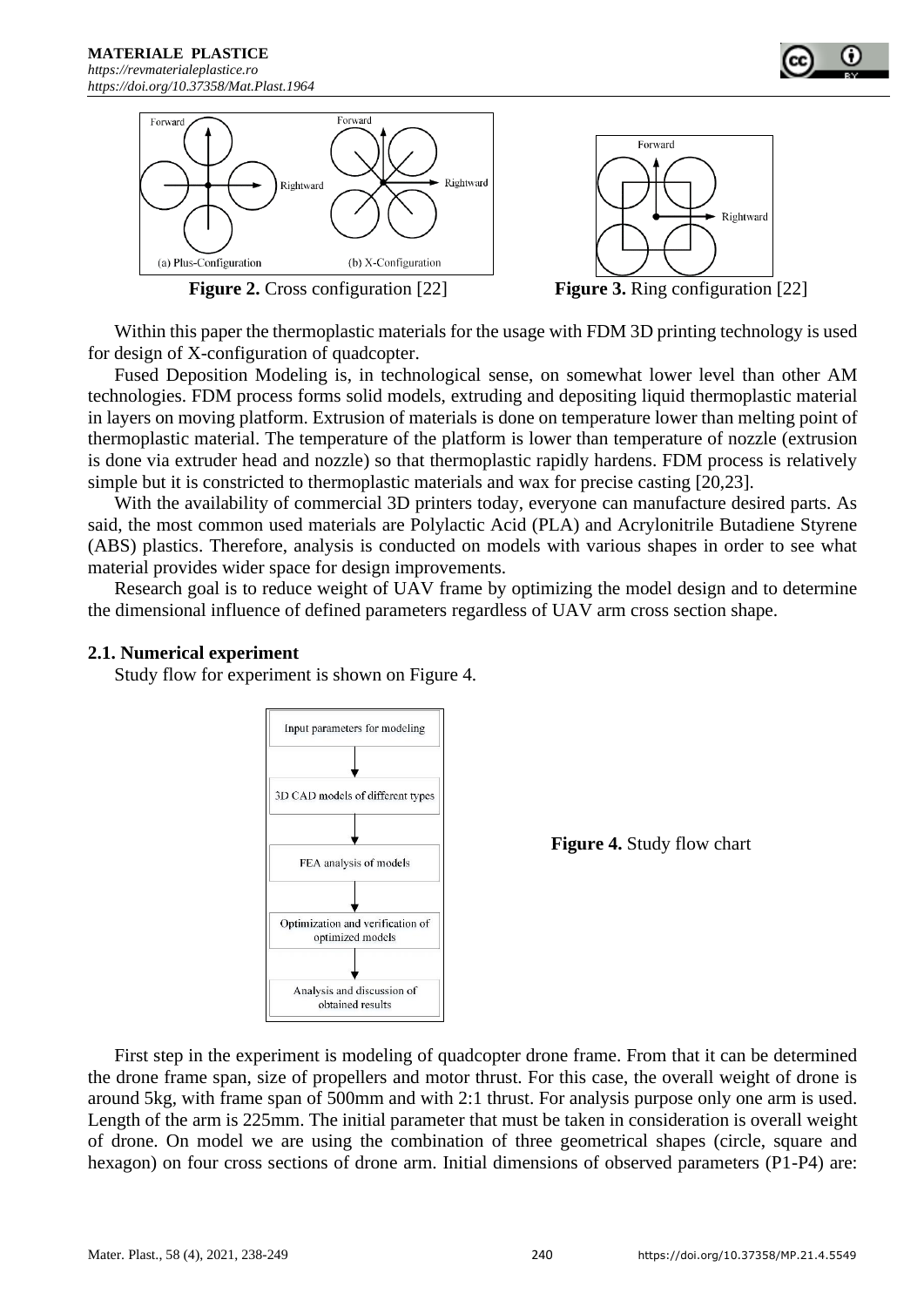**Figure 2.** Cross configuration [22]

**Figure 3.** Ring configuration [22]

Within this paper the thermoplastic materials for the usage with FDM 3D printing technology is used for design of X-configuration of quadcopter.

Fused Deposition Modeling is, in technological sense, on somewhat lower level than other AM technologies. FDM process forms solid models, extruding and depositing liquid thermoplastic material in layers on moving platform. Extrusion of materials is done on temperature lower than melting point of thermoplastic material. The temperature of the platform is lower than temperature of nozzle (extrusion is done via extruder head and nozzle) so that thermoplastic rapidly hardens. FDM process is relatively simple but it is constricted to thermoplastic materials and wax for precise casting [20,23].

With the availability of commercial 3D printers today, everyone can manufacture desired parts. As said, the most common used materials are Polylactic Acid (PLA) and Acrylonitrile Butadiene Styrene (ABS) plastics. Therefore, analysis is conducted on models with various shapes in order to see what material provides wider space for design improvements.

Research goal is to reduce weight of UAV frame by optimizing the model design and to determine the dimensional influence of defined parameters regardless of UAV arm cross section shape.

### 2.1. Numerical experiment

Study flow for experiment is shown on Figure 4.

**Figure 4.** Study flow chart

First step in the experiment is modeling of quadcopter drone frame. From that it can be determined the drone frame span, size of propellers and motor thrust. For this case, the overall weight of drone is around 5kg, with frame span of 500mm and with 2:1 thrust. For analysis purpose only one arm is used. Length of the arm is 225mm. The initial parameter that must be taken in consideration is overall weight of drone. On model we are using the combination of three geometrical shapes (circle, square and hexagon) on four cross sections of drone arm. Initial dimensions of observed parameters (P1-P4) are: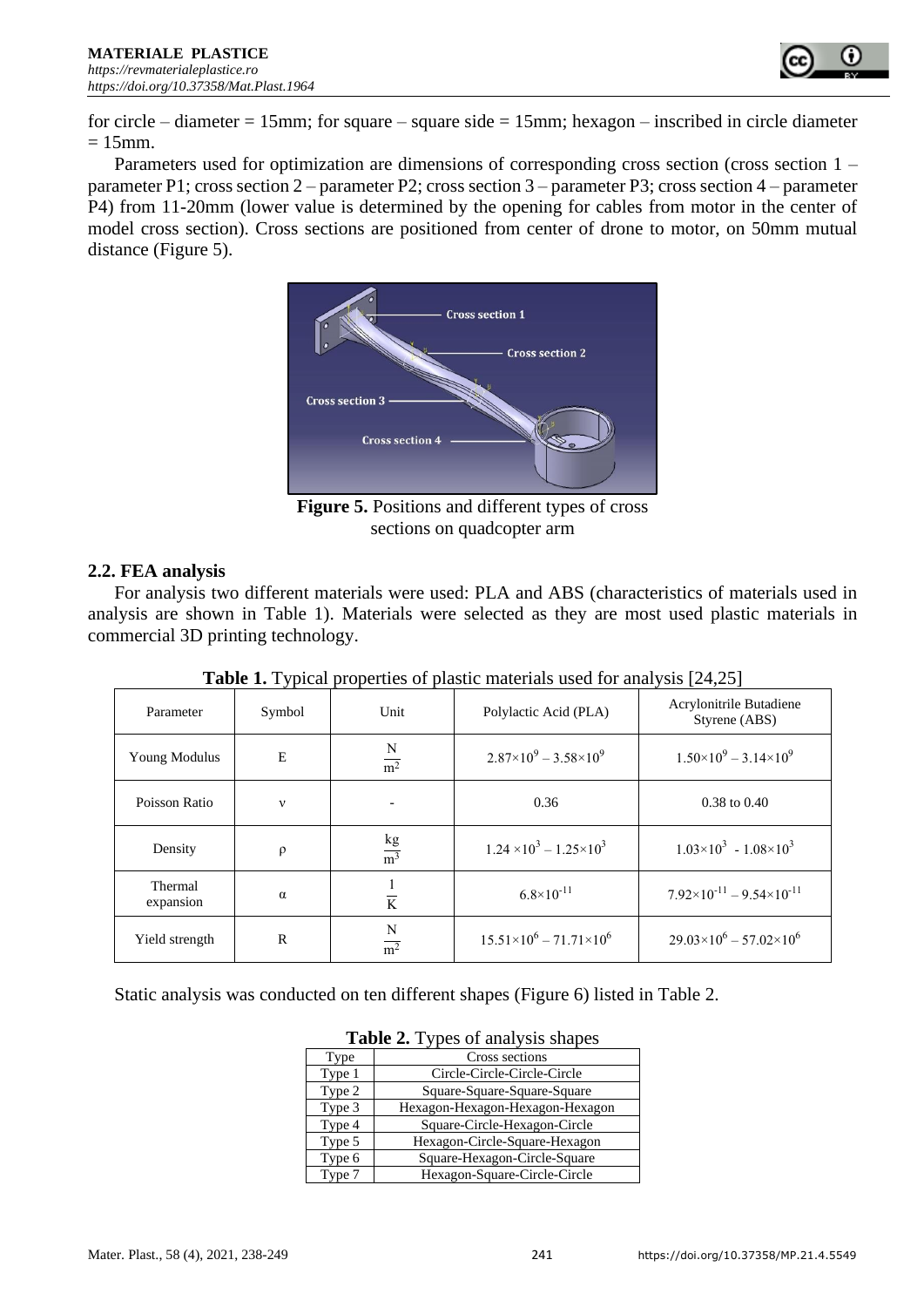for circle – diameter = 15mm; for square – square side = 15mm; hexagon – inscribed in circle diameter = 15mm.

Parameters used for optimization are dimensions of corresponding cross section (cross section 1 – parameter P1; cross section 2 – parameter P2; cross section 3 – parameter P3; cross section 4 – parameter P4) from 11-20mm (lower value is determined by the opening for cables from motor in the center of model cross section). Cross sections are positioned from center of drone to motor, on 50mm mutual distance (Figure 5).

**Figure 5.** Positions and different types of cross sections on quadcopter arm

## 2.2. FEA analysis

For analysis two different materials were used: PLA and ABS (characteristics of materials used in analysis are shown in Table 1). Materials were selected as they are most used plastic materials in commercial 3D printing technology.

**Table 1.** Typical properties of plastic materials used for analysis [24,25]

| Parameter | Symbol | Unit | Polylactic Acid (PLA) | Acrylonitrile Butadiene Styrene (ABS) |
|---|---|---|---|---|
| Young Modulus | E | $\frac{N}{m^2}$ | $2.87\times10^9 - 3.58\times10^9$ | $1.50\times10^9 - 3.14\times10^9$ |
| Poisson Ratio | ν | - | 0.36 | 0.38 to 0.40 |
| Density | ρ | $\frac{kg}{m^3}$ | $1.24\times10^3 - 1.25\times10^3$ | $1.03\times10^3 - 1.08\times10^3$ |
| Thermal expansion | α | $\frac{1}{K}$ | $6.8\times10^{-11}$ | $7.92\times10^{-11} - 9.54\times10^{-11}$ |
| Yield strength | R | $\frac{N}{m^2}$ | $15.51\times10^6 - 71.71\times10^6$ | $29.03\times10^6 - 57.02\times10^6$ |

Static analysis was conducted on ten different shapes (Figure 6) listed in Table 2.

**Table 2.** Types of analysis shapes

| Type | Cross sections |
|---|---|
| Type 1 | Circle-Circle-Circle-Circle |
| Type 2 | Square-Square-Square-Square |
| Type 3 | Hexagon-Hexagon-Hexagon-Hexagon |
| Type 4 | Square-Circle-Hexagon-Circle |
| Type 5 | Hexagon-Circle-Square-Hexagon |
| Type 6 | Square-Hexagon-Circle-Square |
| Type 7 | Hexagon-Square-Circle-Circle |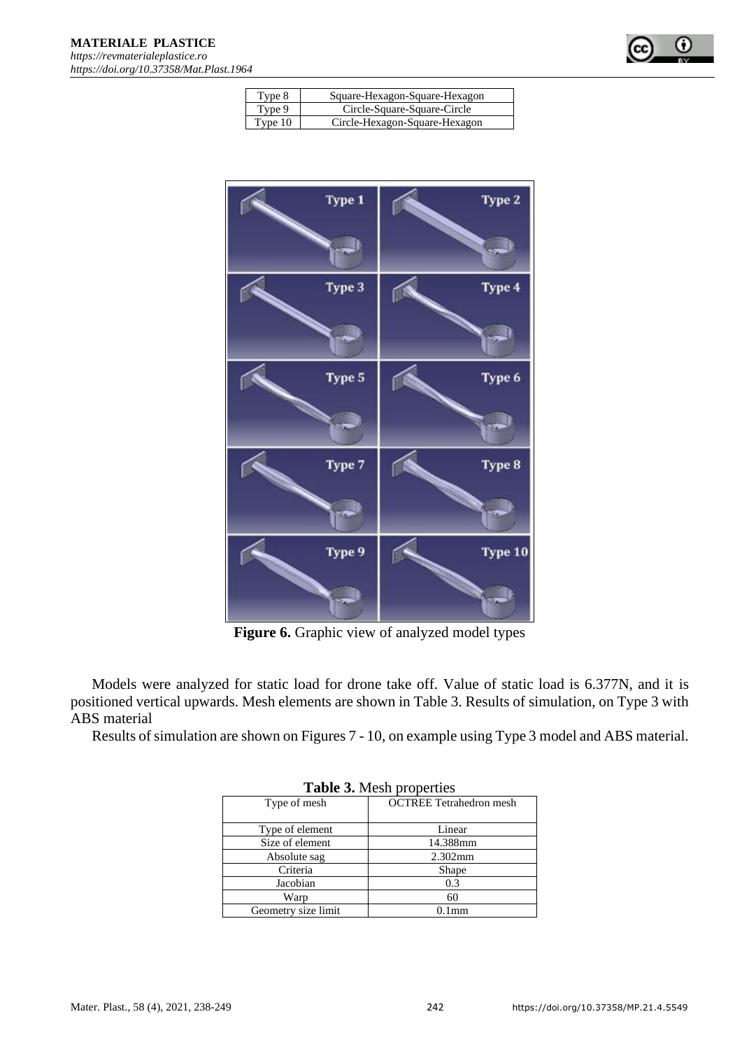| Type 8 | Square-Hexagon-Square-Hexagon |
| --- | --- |
| Type 9 | Circle-Square-Square-Circle |
| Type 10 | Circle-Hexagon-Square-Hexagon |

**Figure 6.** Graphic view of analyzed model types

Models were analyzed for static load for drone take off. Value of static load is 6.377N, and it is positioned vertical upwards. Mesh elements are shown in Table 3. Results of simulation, on Type 3 with ABS material

Results of simulation are shown on Figures 7 - 10, on example using Type 3 model and ABS material.

**Table 3.** Mesh properties

| Type of mesh | OCTREE Tetrahedron mesh |
| --- | --- |
| Type of element | Linear |
| Size of element | 14.388mm |
| Absolute sag | 2.302mm |
| Criteria | Shape |
| Jacobian | 0.3 |
| Warp | 60 |
| Geometry size limit | 0.1mm |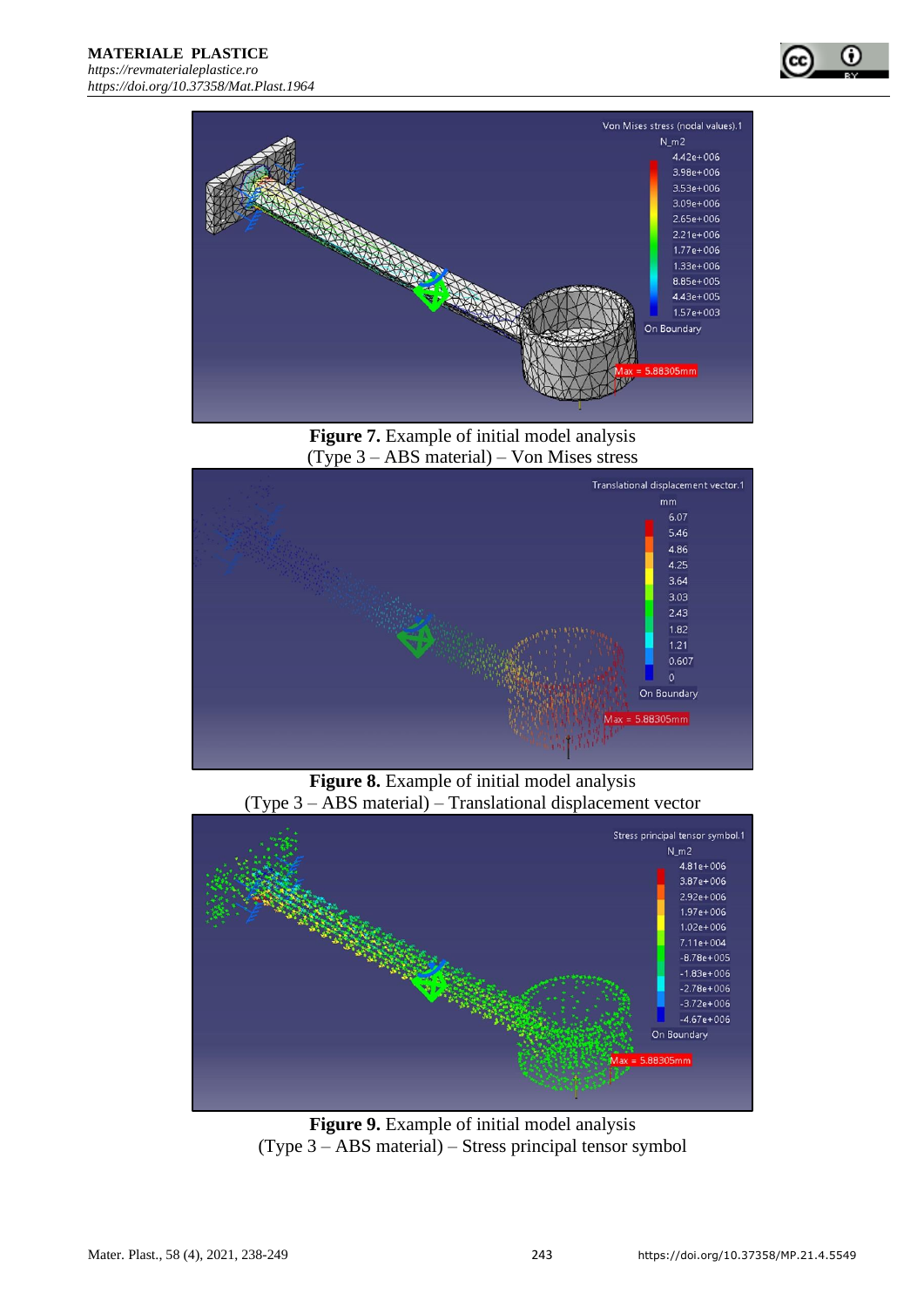**Figure 7.** Example of initial model analysis
(Type 3 – ABS material) – Von Mises stress

**Figure 8.** Example of initial model analysis
(Type 3 – ABS material) – Translational displacement vector

**Figure 9.** Example of initial model analysis
(Type 3 – ABS material) – Stress principal tensor symbol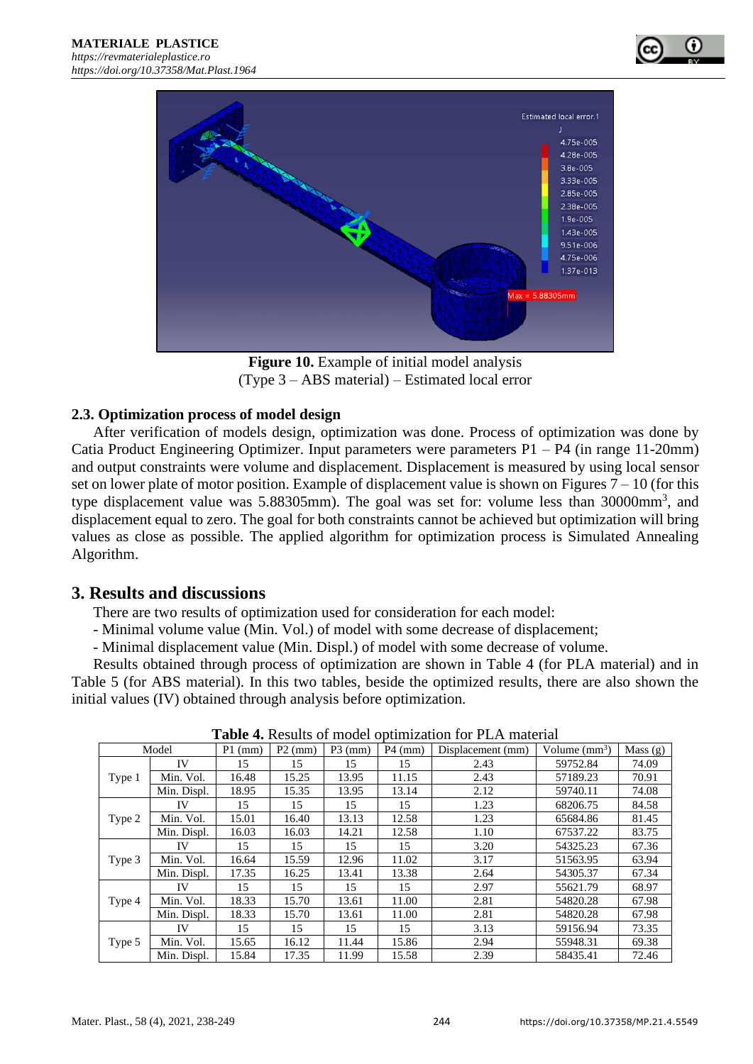Figure 10. Example of initial model analysis (Type 3 – ABS material) – Estimated local error

### 2.3. Optimization process of model design

After verification of models design, optimization was done. Process of optimization was done by Catia Product Engineering Optimizer. Input parameters were parameters P1 – P4 (in range 11-20mm) and output constraints were volume and displacement. Displacement is measured by using local sensor set on lower plate of motor position. Example of displacement value is shown on Figures 7 – 10 (for this type displacement value was 5.88305mm). The goal was set for: volume less than 30000mm$^3$, and displacement equal to zero. The goal for both constraints cannot be achieved but optimization will bring values as close as possible. The applied algorithm for optimization process is Simulated Annealing Algorithm.

## 3. Results and discussions

There are two results of optimization used for consideration for each model:

- Minimal volume value (Min. Vol.) of model with some decrease of displacement;
- Minimal displacement value (Min. Displ.) of model with some decrease of volume.

Results obtained through process of optimization are shown in Table 4 (for PLA material) and in Table 5 (for ABS material). In this two tables, beside the optimized results, there are also shown the initial values (IV) obtained through analysis before optimization.

**Table 4.** Results of model optimization for PLA material

| Model | | P1 (mm) | P2 (mm) | P3 (mm) | P4 (mm) | Displacement (mm) | Volume (mm$^3$) | Mass (g) |
|---|---|---|---|---|---|---|---|---|
| Type 1 | IV | 15 | 15 | 15 | 15 | 2.43 | 59752.84 | 74.09 |
| | Min. Vol. | 16.48 | 15.25 | 13.95 | 11.15 | 2.43 | 57189.23 | 70.91 |
| | Min. Displ. | 18.95 | 15.35 | 13.95 | 13.14 | 2.12 | 59740.11 | 74.08 |
| Type 2 | IV | 15 | 15 | 15 | 15 | 1.23 | 68206.75 | 84.58 |
| | Min. Vol. | 15.01 | 16.40 | 13.13 | 12.58 | 1.23 | 65684.86 | 81.45 |
| | Min. Displ. | 16.03 | 16.03 | 14.21 | 12.58 | 1.10 | 67537.22 | 83.75 |
| Type 3 | IV | 15 | 15 | 15 | 15 | 3.20 | 54325.23 | 67.36 |
| | Min. Vol. | 16.64 | 15.59 | 12.96 | 11.02 | 3.17 | 51563.95 | 63.94 |
| | Min. Displ. | 17.35 | 16.25 | 13.41 | 13.38 | 2.64 | 54305.37 | 67.34 |
| Type 4 | IV | 15 | 15 | 15 | 15 | 2.97 | 55621.79 | 68.97 |
| | Min. Vol. | 18.33 | 15.70 | 13.61 | 11.00 | 2.81 | 54820.28 | 67.98 |
| | Min. Displ. | 18.33 | 15.70 | 13.61 | 11.00 | 2.81 | 54820.28 | 67.98 |
| Type 5 | IV | 15 | 15 | 15 | 15 | 3.13 | 59156.94 | 73.35 |
| | Min. Vol. | 15.65 | 16.12 | 11.44 | 15.86 | 2.94 | 55948.31 | 69.38 |
| | Min. Displ. | 15.84 | 17.35 | 11.99 | 15.58 | 2.39 | 58435.41 | 72.46 |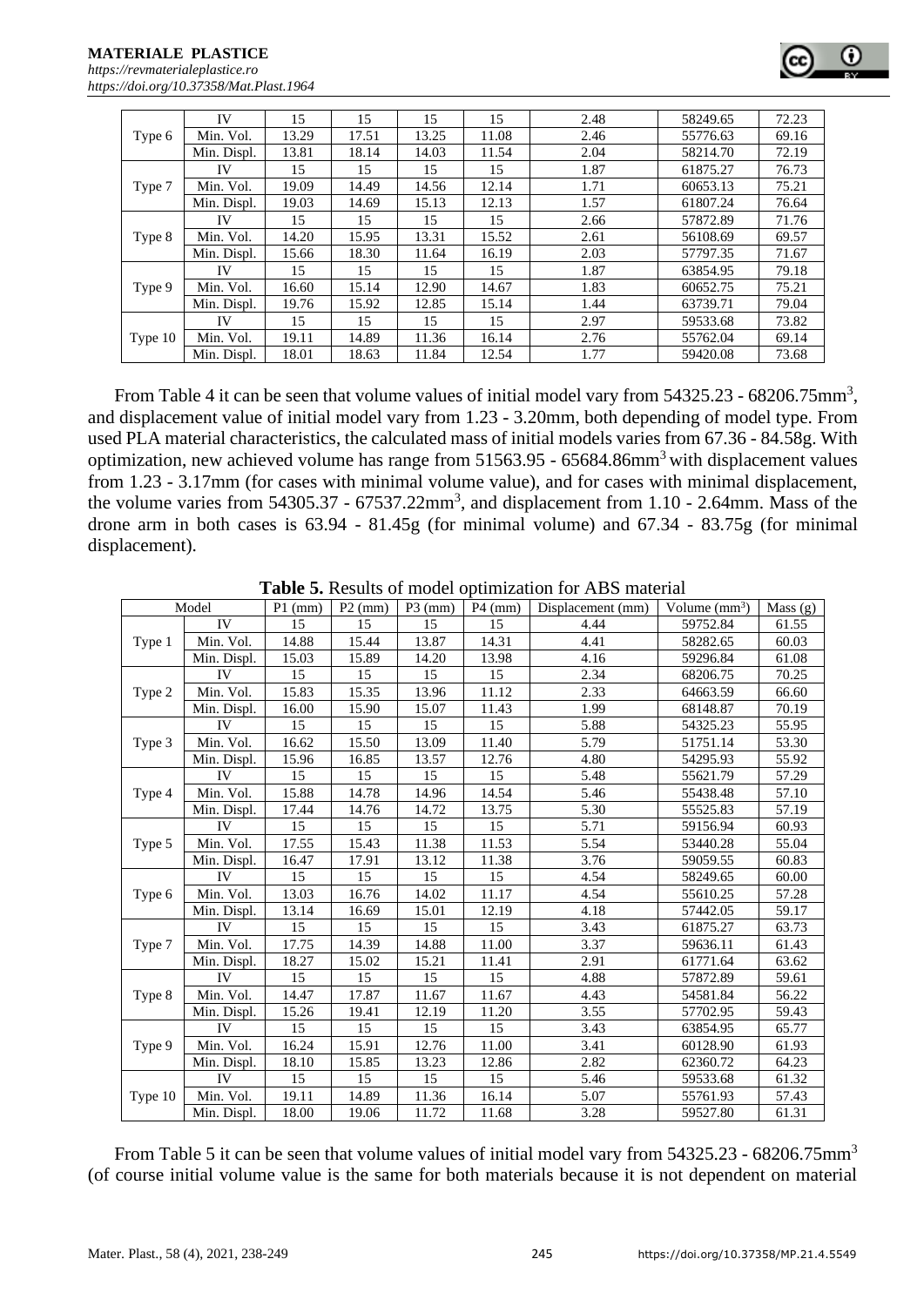| | | | | | | | | |
|---|---|---|---|---|---|---|---|---|
| Type 6 | IV | 15 | 15 | 15 | 15 | 2.48 | 58249.65 | 72.23 |
| | Min. Vol. | 13.29 | 17.51 | 13.25 | 11.08 | 2.46 | 55776.63 | 69.16 |
| | Min. Displ. | 13.81 | 18.14 | 14.03 | 11.54 | 2.04 | 58214.70 | 72.19 |
| Type 7 | IV | 15 | 15 | 15 | 15 | 1.87 | 61875.27 | 76.73 |
| | Min. Vol. | 19.09 | 14.49 | 14.56 | 12.14 | 1.71 | 60653.13 | 75.21 |
| | Min. Displ. | 19.03 | 14.69 | 15.13 | 12.13 | 1.57 | 61807.24 | 76.64 |
| Type 8 | IV | 15 | 15 | 15 | 15 | 2.66 | 57872.89 | 71.76 |
| | Min. Vol. | 14.20 | 15.95 | 13.31 | 15.52 | 2.61 | 56108.69 | 69.57 |
| | Min. Displ. | 15.66 | 18.30 | 11.64 | 16.19 | 2.03 | 57797.35 | 71.67 |
| Type 9 | IV | 15 | 15 | 15 | 15 | 1.87 | 63854.95 | 79.18 |
| | Min. Vol. | 16.60 | 15.14 | 12.90 | 14.67 | 1.83 | 60652.75 | 75.21 |
| | Min. Displ. | 19.76 | 15.92 | 12.85 | 15.14 | 1.44 | 63739.71 | 79.04 |
| Type 10 | IV | 15 | 15 | 15 | 15 | 2.97 | 59533.68 | 73.82 |
| | Min. Vol. | 19.11 | 14.89 | 11.36 | 16.14 | 2.76 | 55762.04 | 69.14 |
| | Min. Displ. | 18.01 | 18.63 | 11.84 | 12.54 | 1.77 | 59420.08 | 73.68 |

From Table 4 it can be seen that volume values of initial model vary from 54325.23 - 68206.75mm$^3$, and displacement value of initial model vary from 1.23 - 3.20mm, both depending of model type. From used PLA material characteristics, the calculated mass of initial models varies from 67.36 - 84.58g. With optimization, new achieved volume has range from 51563.95 - 65684.86mm$^3$ with displacement values from 1.23 - 3.17mm (for cases with minimal volume value), and for cases with minimal displacement, the volume varies from 54305.37 - 67537.22mm$^3$, and displacement from 1.10 - 2.64mm. Mass of the drone arm in both cases is 63.94 - 81.45g (for minimal volume) and 67.34 - 83.75g (for minimal displacement).

**Table 5.** Results of model optimization for ABS material

| Model | | P1 (mm) | P2 (mm) | P3 (mm) | P4 (mm) | Displacement (mm) | Volume (mm$^3$) | Mass (g) |
|---|---|---|---|---|---|---|---|---|
| Type 1 | IV | 15 | 15 | 15 | 15 | 4.44 | 59752.84 | 61.55 |
| | Min. Vol. | 14.88 | 15.44 | 13.87 | 14.31 | 4.41 | 58282.65 | 60.03 |
| | Min. Displ. | 15.03 | 15.89 | 14.20 | 13.98 | 4.16 | 59296.84 | 61.08 |
| Type 2 | IV | 15 | 15 | 15 | 15 | 2.34 | 68206.75 | 70.25 |
| | Min. Vol. | 15.83 | 15.35 | 13.96 | 11.12 | 2.33 | 64663.59 | 66.60 |
| | Min. Displ. | 16.00 | 15.90 | 15.07 | 11.43 | 1.99 | 68148.87 | 70.19 |
| Type 3 | IV | 15 | 15 | 15 | 15 | 5.88 | 54325.23 | 55.95 |
| | Min. Vol. | 16.62 | 15.50 | 13.09 | 11.40 | 5.79 | 51751.14 | 53.30 |
| | Min. Displ. | 15.96 | 16.85 | 13.57 | 12.76 | 4.80 | 54295.93 | 55.92 |
| Type 4 | IV | 15 | 15 | 15 | 15 | 5.48 | 55621.79 | 57.29 |
| | Min. Vol. | 15.88 | 14.78 | 14.96 | 14.54 | 5.46 | 55438.48 | 57.10 |
| | Min. Displ. | 17.44 | 14.76 | 14.72 | 13.75 | 5.30 | 55525.83 | 57.19 |
| Type 5 | IV | 15 | 15 | 15 | 15 | 5.71 | 59156.94 | 60.93 |
| | Min. Vol. | 17.55 | 15.43 | 11.38 | 11.53 | 5.54 | 53440.28 | 55.04 |
| | Min. Displ. | 16.47 | 17.91 | 13.12 | 11.38 | 3.76 | 59059.55 | 60.83 |
| Type 6 | IV | 15 | 15 | 15 | 15 | 4.54 | 58249.65 | 60.00 |
| | Min. Vol. | 13.03 | 16.76 | 14.02 | 11.17 | 4.54 | 55610.25 | 57.28 |
| | Min. Displ. | 13.14 | 16.69 | 15.01 | 12.19 | 4.18 | 57442.05 | 59.17 |
| Type 7 | IV | 15 | 15 | 15 | 15 | 3.43 | 61875.27 | 63.73 |
| | Min. Vol. | 17.75 | 14.39 | 14.88 | 11.00 | 3.37 | 59636.11 | 61.43 |
| | Min. Displ. | 18.27 | 15.02 | 15.21 | 11.41 | 2.91 | 61771.64 | 63.62 |
| Type 8 | IV | 15 | 15 | 15 | 15 | 4.88 | 57872.89 | 59.61 |
| | Min. Vol. | 14.47 | 17.87 | 11.67 | 11.67 | 4.43 | 54581.84 | 56.22 |
| | Min. Displ. | 15.26 | 19.41 | 12.19 | 11.20 | 3.55 | 57702.95 | 59.43 |
| Type 9 | IV | 15 | 15 | 15 | 15 | 3.43 | 63854.95 | 65.77 |
| | Min. Vol. | 16.24 | 15.91 | 12.76 | 11.00 | 3.41 | 60128.90 | 61.93 |
| | Min. Displ. | 18.10 | 15.85 | 13.23 | 12.86 | 2.82 | 62360.72 | 64.23 |
| Type 10 | IV | 15 | 15 | 15 | 15 | 5.46 | 59533.68 | 61.32 |
| | Min. Vol. | 19.11 | 14.89 | 11.36 | 16.14 | 5.07 | 55761.93 | 57.43 |
| | Min. Displ. | 18.00 | 19.06 | 11.72 | 11.68 | 3.28 | 59527.80 | 61.31 |

From Table 5 it can be seen that volume values of initial model vary from 54325.23 - 68206.75mm$^3$ (of course initial volume value is the same for both materials because it is not dependent on material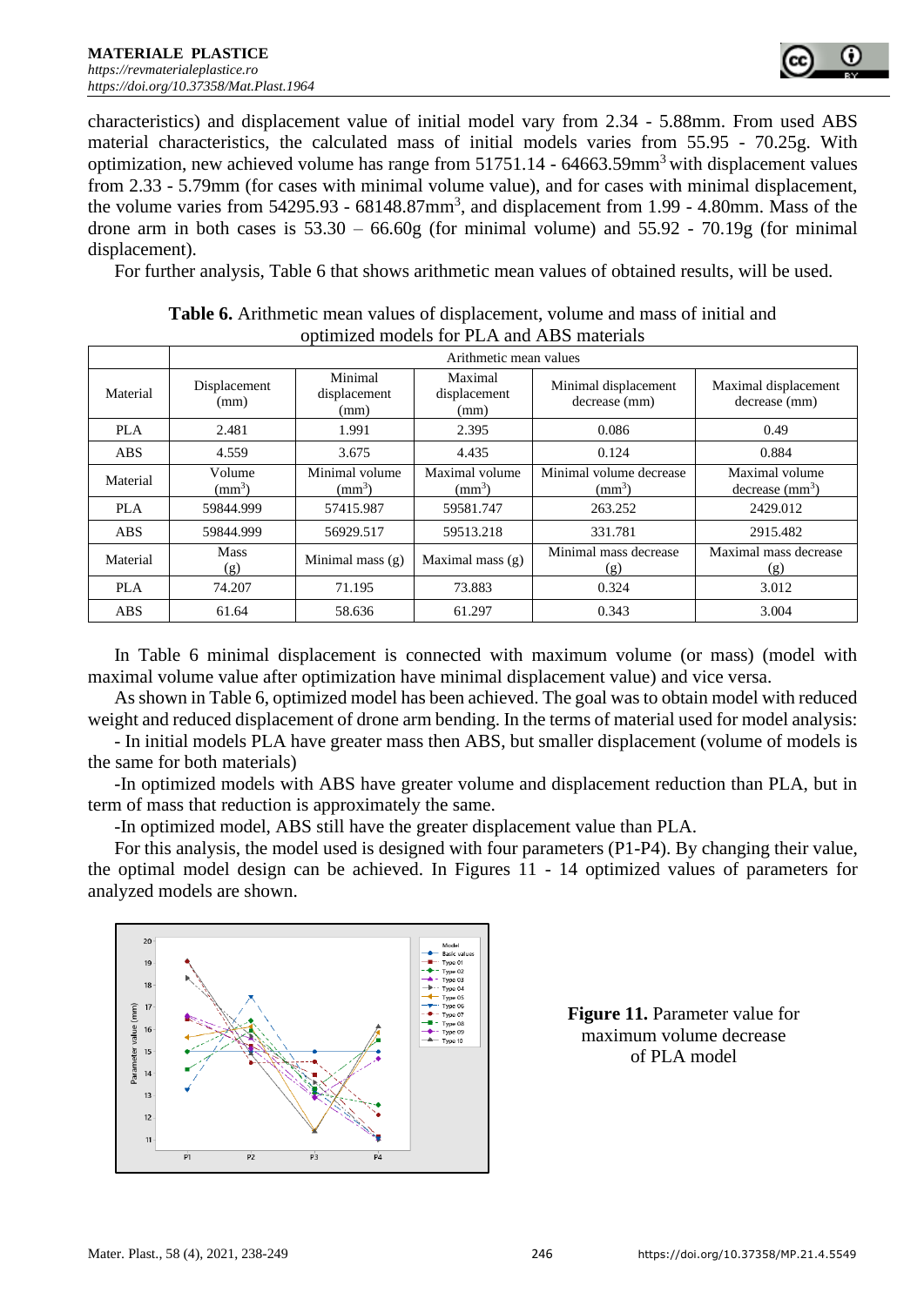characteristics) and displacement value of initial model vary from 2.34 - 5.88mm. From used ABS material characteristics, the calculated mass of initial models varies from 55.95 - 70.25g. With optimization, new achieved volume has range from 51751.14 - 64663.59mm$^3$ with displacement values from 2.33 - 5.79mm (for cases with minimal volume value), and for cases with minimal displacement, the volume varies from 54295.93 - 68148.87mm$^3$, and displacement from 1.99 - 4.80mm. Mass of the drone arm in both cases is 53.30 – 66.60g (for minimal volume) and 55.92 - 70.19g (for minimal displacement).

For further analysis, Table 6 that shows arithmetic mean values of obtained results, will be used.

**Table 6.** Arithmetic mean values of displacement, volume and mass of initial and optimized models for PLA and ABS materials

| | Arithmetic mean values | | | | |
|---|---|---|---|---|---|
| Material | Displacement (mm) | Minimal displacement (mm) | Maximal displacement (mm) | Minimal displacement decrease (mm) | Maximal displacement decrease (mm) |
| PLA | 2.481 | 1.991 | 2.395 | 0.086 | 0.49 |
| ABS | 4.559 | 3.675 | 4.435 | 0.124 | 0.884 |
| Material | Volume (mm$^3$) | Minimal volume (mm$^3$) | Maximal volume (mm$^3$) | Minimal volume decrease (mm$^3$) | Maximal volume decrease (mm$^3$) |
| PLA | 59844.999 | 57415.987 | 59581.747 | 263.252 | 2429.012 |
| ABS | 59844.999 | 56929.517 | 59513.218 | 331.781 | 2915.482 |
| Material | Mass (g) | Minimal mass (g) | Maximal mass (g) | Minimal mass decrease (g) | Maximal mass decrease (g) |
| PLA | 74.207 | 71.195 | 73.883 | 0.324 | 3.012 |
| ABS | 61.64 | 58.636 | 61.297 | 0.343 | 3.004 |

In Table 6 minimal displacement is connected with maximum volume (or mass) (model with maximal volume value after optimization have minimal displacement value) and vice versa.

As shown in Table 6, optimized model has been achieved. The goal was to obtain model with reduced weight and reduced displacement of drone arm bending. In the terms of material used for model analysis:

- In initial models PLA have greater mass then ABS, but smaller displacement (volume of models is the same for both materials)

-In optimized models with ABS have greater volume and displacement reduction than PLA, but in term of mass that reduction is approximately the same.

-In optimized model, ABS still have the greater displacement value than PLA.

For this analysis, the model used is designed with four parameters (P1-P4). By changing their value, the optimal model design can be achieved. In Figures 11 - 14 optimized values of parameters for analyzed models are shown.

**Figure 11.** Parameter value for maximum volume decrease of PLA model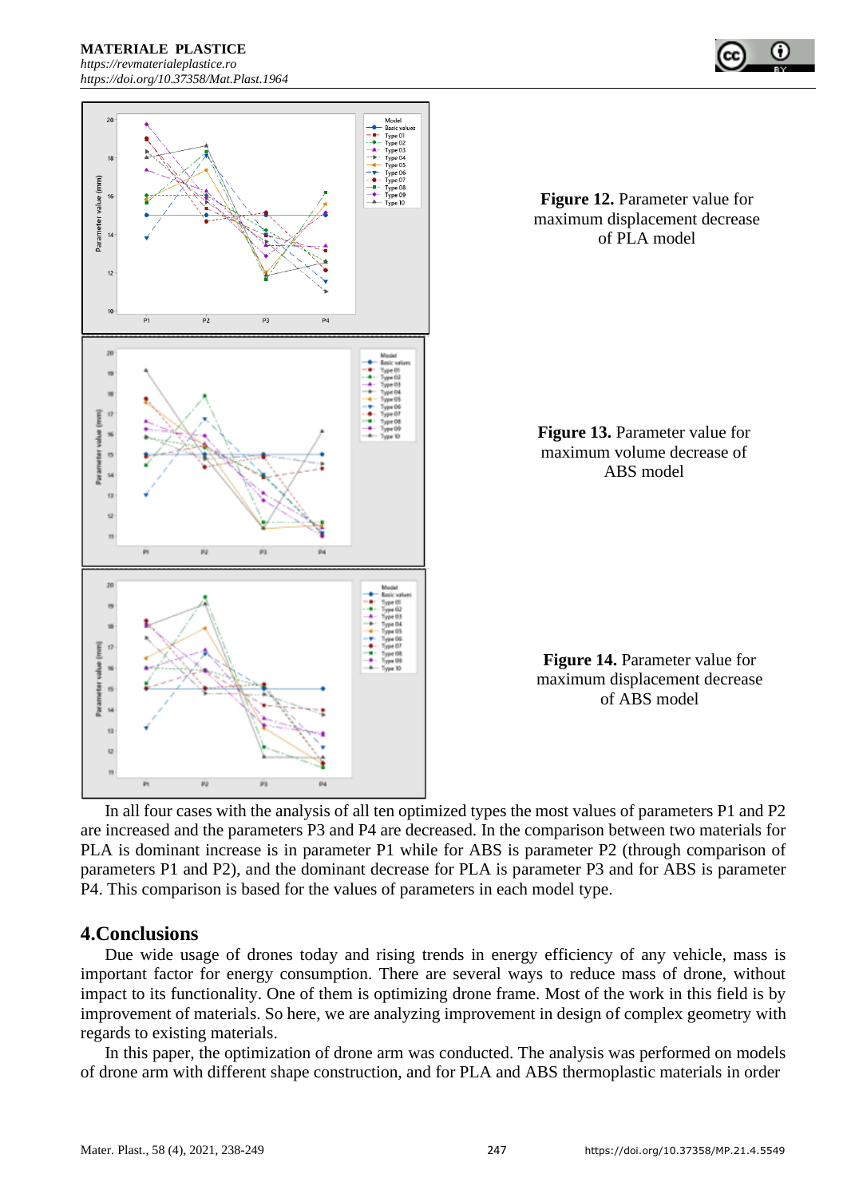**Figure 12.** Parameter value for maximum displacement decrease of PLA model

**Figure 13.** Parameter value for maximum volume decrease of ABS model

**Figure 14.** Parameter value for maximum displacement decrease of ABS model

In all four cases with the analysis of all ten optimized types the most values of parameters P1 and P2 are increased and the parameters P3 and P4 are decreased. In the comparison between two materials for PLA is dominant increase is in parameter P1 while for ABS is parameter P2 (through comparison of parameters P1 and P2), and the dominant decrease for PLA is parameter P3 and for ABS is parameter P4. This comparison is based for the values of parameters in each model type.

## 4.Conclusions

Due wide usage of drones today and rising trends in energy efficiency of any vehicle, mass is important factor for energy consumption. There are several ways to reduce mass of drone, without impact to its functionality. One of them is optimizing drone frame. Most of the work in this field is by improvement of materials. So here, we are analyzing improvement in design of complex geometry with regards to existing materials.

In this paper, the optimization of drone arm was conducted. The analysis was performed on models of drone arm with different shape construction, and for PLA and ABS thermoplastic materials in order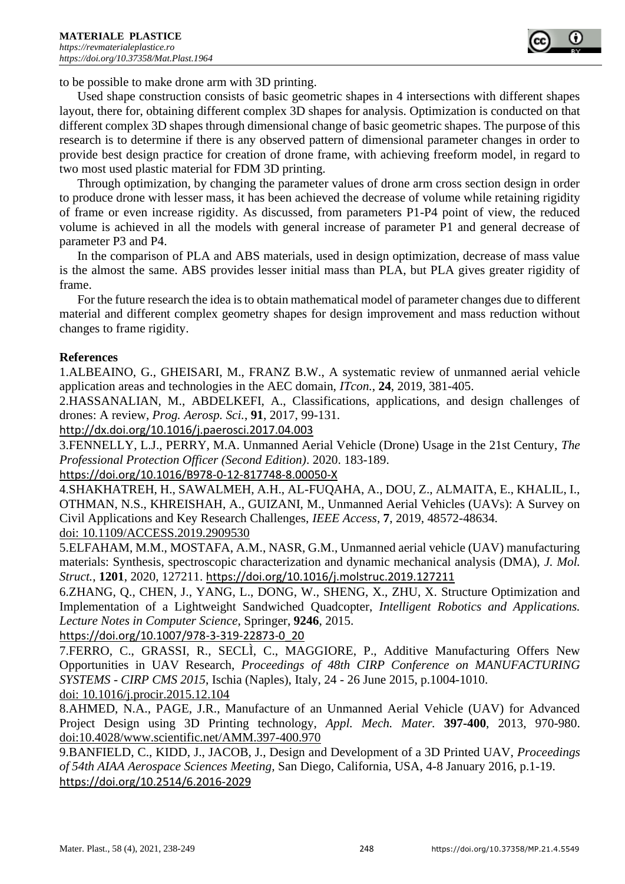to be possible to make drone arm with 3D printing.

Used shape construction consists of basic geometric shapes in 4 intersections with different shapes layout, there for, obtaining different complex 3D shapes for analysis. Optimization is conducted on that different complex 3D shapes through dimensional change of basic geometric shapes. The purpose of this research is to determine if there is any observed pattern of dimensional parameter changes in order to provide best design practice for creation of drone frame, with achieving freeform model, in regard to two most used plastic material for FDM 3D printing.

Through optimization, by changing the parameter values of drone arm cross section design in order to produce drone with lesser mass, it has been achieved the decrease of volume while retaining rigidity of frame or even increase rigidity. As discussed, from parameters P1-P4 point of view, the reduced volume is achieved in all the models with general increase of parameter P1 and general decrease of parameter P3 and P4.

In the comparison of PLA and ABS materials, used in design optimization, decrease of mass value is the almost the same. ABS provides lesser initial mass than PLA, but PLA gives greater rigidity of frame.

For the future research the idea is to obtain mathematical model of parameter changes due to different material and different complex geometry shapes for design improvement and mass reduction without changes to frame rigidity.

**References**

1.ALBEAINO, G., GHEISARI, M., FRANZ B.W., A systematic review of unmanned aerial vehicle application areas and technologies in the AEC domain, *ITcon.*, **24**, 2019, 381-405.

2.HASSANALIAN, M., ABDELKEFI, A., Classifications, applications, and design challenges of drones: A review, *Prog. Aerosp. Sci.*, **91**, 2017, 99-131.
http://dx.doi.org/10.1016/j.paerosci.2017.04.003

3.FENNELLY, L.J., PERRY, M.A. Unmanned Aerial Vehicle (Drone) Usage in the 21st Century, *The Professional Protection Officer (Second Edition)*. 2020. 183-189.
https://doi.org/10.1016/B978-0-12-817748-8.00050-X

4.SHAKHATREH, H., SAWALMEH, A.H., AL-FUQAHA, A., DOU, Z., ALMAITA, E., KHALIL, I., OTHMAN, N.S., KHREISHAH, A., GUIZANI, M., Unmanned Aerial Vehicles (UAVs): A Survey on Civil Applications and Key Research Challenges, *IEEE Access*, **7**, 2019, 48572-48634.
doi: 10.1109/ACCESS.2019.2909530

5.ELFAHAM, M.M., MOSTAFA, A.M., NASR, G.M., Unmanned aerial vehicle (UAV) manufacturing materials: Synthesis, spectroscopic characterization and dynamic mechanical analysis (DMA), *J. Mol. Struct.*, **1201**, 2020, 127211. https://doi.org/10.1016/j.molstruc.2019.127211

6.ZHANG, Q., CHEN, J., YANG, L., DONG, W., SHENG, X., ZHU, X. Structure Optimization and Implementation of a Lightweight Sandwiched Quadcopter, *Intelligent Robotics and Applications. Lecture Notes in Computer Science*, Springer, **9246**, 2015.
https://doi.org/10.1007/978-3-319-22873-0_20

7.FERRO, C., GRASSI, R., SECLÌ, C., MAGGIORE, P., Additive Manufacturing Offers New Opportunities in UAV Research, *Proceedings of 48th CIRP Conference on MANUFACTURING SYSTEMS - CIRP CMS 2015*, Ischia (Naples), Italy, 24 - 26 June 2015, p.1004-1010.
doi: 10.1016/j.procir.2015.12.104

8.AHMED, N.A., PAGE, J.R., Manufacture of an Unmanned Aerial Vehicle (UAV) for Advanced Project Design using 3D Printing technology, *Appl. Mech. Mater.* **397-400**, 2013, 970-980.
doi:10.4028/www.scientific.net/AMM.397-400.970

9.BANFIELD, C., KIDD, J., JACOB, J., Design and Development of a 3D Printed UAV, *Proceedings of 54th AIAA Aerospace Sciences Meeting*, San Diego, California, USA, 4-8 January 2016, p.1-19.
https://doi.org/10.2514/6.2016-2029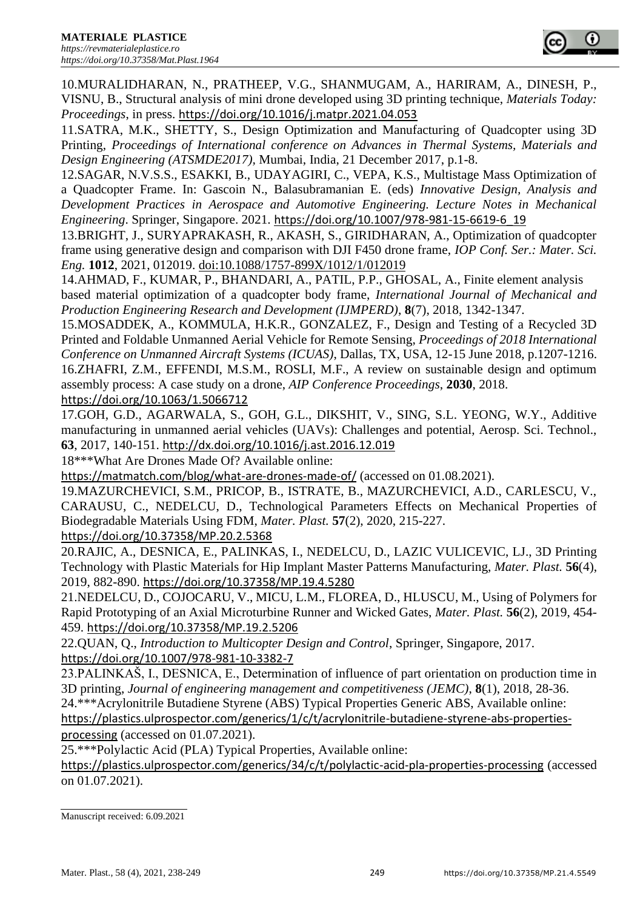10.MURALIDHARAN, N., PRATHEEP, V.G., SHANMUGAM, A., HARIRAM, A., DINESH, P., VISNU, B., Structural analysis of mini drone developed using 3D printing technique, *Materials Today: Proceedings*, in press. https://doi.org/10.1016/j.matpr.2021.04.053

11.SATRA, M.K., SHETTY, S., Design Optimization and Manufacturing of Quadcopter using 3D Printing, *Proceedings of International conference on Advances in Thermal Systems, Materials and Design Engineering (ATSMDE2017)*, Mumbai, India, 21 December 2017, p.1-8.

12.SAGAR, N.V.S.S., ESAKKI, B., UDAYAGIRI, C., VEPA, K.S., Multistage Mass Optimization of a Quadcopter Frame. In: Gascoin N., Balasubramanian E. (eds) *Innovative Design, Analysis and Development Practices in Aerospace and Automotive Engineering. Lecture Notes in Mechanical Engineering*. Springer, Singapore. 2021. https://doi.org/10.1007/978-981-15-6619-6_19

13.BRIGHT, J., SURYAPRAKASH, R., AKASH, S., GIRIDHARAN, A., Optimization of quadcopter frame using generative design and comparison with DJI F450 drone frame, *IOP Conf. Ser.: Mater. Sci. Eng.* **1012**, 2021, 012019. doi:10.1088/1757-899X/1012/1/012019

14.AHMAD, F., KUMAR, P., BHANDARI, A., PATIL, P.P., GHOSAL, A., Finite element analysis based material optimization of a quadcopter body frame, *International Journal of Mechanical and Production Engineering Research and Development (IJMPERD)*, **8**(7), 2018, 1342-1347.

15.MOSADDEK, A., KOMMULA, H.K.R., GONZALEZ, F., Design and Testing of a Recycled 3D Printed and Foldable Unmanned Aerial Vehicle for Remote Sensing, *Proceedings of 2018 International Conference on Unmanned Aircraft Systems (ICUAS)*, Dallas, TX, USA, 12-15 June 2018, p.1207-1216.

16.ZHAFRI, Z.M., EFFENDI, M.S.M., ROSLI, M.F., A review on sustainable design and optimum assembly process: A case study on a drone, *AIP Conference Proceedings*, **2030**, 2018. https://doi.org/10.1063/1.5066712

17.GOH, G.D., AGARWALA, S., GOH, G.L., DIKSHIT, V., SING, S.L. YEONG, W.Y., Additive manufacturing in unmanned aerial vehicles (UAVs): Challenges and potential, Aerosp. Sci. Technol., **63**, 2017, 140-151. http://dx.doi.org/10.1016/j.ast.2016.12.019

18***What Are Drones Made Of? Available online: https://matmatch.com/blog/what-are-drones-made-of/ (accessed on 01.08.2021).

19.MAZURCHEVICI, S.M., PRICOP, B., ISTRATE, B., MAZURCHEVICI, A.D., CARLESCU, V., CARAUSU, C., NEDELCU, D., Technological Parameters Effects on Mechanical Properties of Biodegradable Materials Using FDM, *Mater. Plast.* **57**(2), 2020, 215-227. https://doi.org/10.37358/MP.20.2.5368

20.RAJIC, A., DESNICA, E., PALINKAS, I., NEDELCU, D., LAZIC VULICEVIC, LJ., 3D Printing Technology with Plastic Materials for Hip Implant Master Patterns Manufacturing, *Mater. Plast.* **56**(4), 2019, 882-890. https://doi.org/10.37358/MP.19.4.5280

21.NEDELCU, D., COJOCARU, V., MICU, L.M., FLOREA, D., HLUSCU, M., Using of Polymers for Rapid Prototyping of an Axial Microturbine Runner and Wicked Gates, *Mater. Plast.* **56**(2), 2019, 454-459. https://doi.org/10.37358/MP.19.2.5206

22.QUAN, Q., *Introduction to Multicopter Design and Control*, Springer, Singapore, 2017. https://doi.org/10.1007/978-981-10-3382-7

23.PALINKAŠ, I., DESNICA, E., Determination of influence of part orientation on production time in 3D printing, *Journal of engineering management and competitiveness (JEMC)*, **8**(1), 2018, 28-36.

24.***Acrylonitrile Butadiene Styrene (ABS) Typical Properties Generic ABS, Available online: https://plastics.ulprospector.com/generics/1/c/t/acrylonitrile-butadiene-styrene-abs-properties-processing (accessed on 01.07.2021).

25.***Polylactic Acid (PLA) Typical Properties, Available online: https://plastics.ulprospector.com/generics/34/c/t/polylactic-acid-pla-properties-processing (accessed on 01.07.2021).

Manuscript received: 6.09.2021